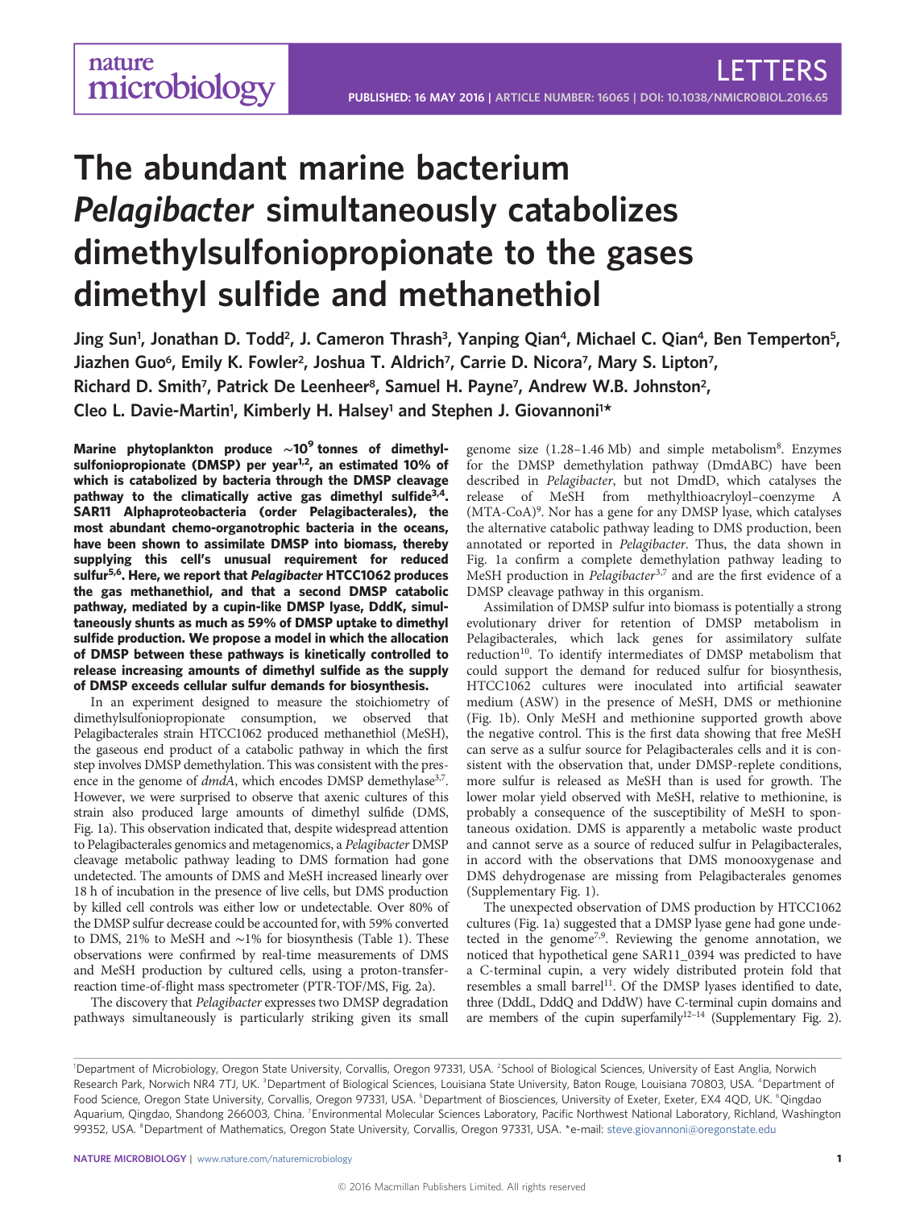# The abundant marine bacterium *Pelagibacter* simultaneously catabolizes dimethylsulfoniopropionate to the gases dimethyl sulfide and methanethiol

Jing Sun[1], Jonathan D. Todd[2], J. Cameron Thrash[3], Yanping Qian[4], Michael C. Qian[4], Ben Temperton[5], Jiazhen Guo[6], Emily K. Fowler[2], Joshua T. Aldrich[7], Carrie D. Nicora[7], Mary S. Lipton[7], Richard D. Smith[7], Patrick De Leenheer[8], Samuel H. Payne[7], Andrew W.B. Johnston[2], Cleo L. Davie-Martin[1], Kimberly H. Halsey[1] and Stephen J. Giovannoni[1]*

**Marine phytoplankton produce ~$10^9$ tonnes of dimethylsulfoniopropionate (DMSP) per year[1,2], an estimated 10% of which is catabolized by bacteria through the DMSP cleavage pathway to the climatically active gas dimethyl sulfide[3,4]. SAR11 Alphaproteobacteria (order Pelagibacterales), the most abundant chemo-organotrophic bacteria in the oceans, have been shown to assimilate DMSP into biomass, thereby supplying this cell's unusual requirement for reduced sulfur[5,6]. Here, we report that *Pelagibacter* HTCC1062 produces the gas methanethiol, and that a second DMSP catabolic pathway, mediated by a cupin-like DMSP lyase, DddK, simultaneously shunts as much as 59% of DMSP uptake to dimethyl sulfide production. We propose a model in which the allocation of DMSP between these pathways is kinetically controlled to release increasing amounts of dimethyl sulfide as the supply of DMSP exceeds cellular sulfur demands for biosynthesis.**

In an experiment designed to measure the stoichiometry of dimethylsulfoniopropionate consumption, we observed that Pelagibacterales strain HTCC1062 produced methanethiol (MeSH), the gaseous end product of a catabolic pathway in which the first step involves DMSP demethylation. This was consistent with the presence in the genome of *dmdA*, which encodes DMSP demethylase[3,7]. However, we were surprised to observe that axenic cultures of this strain also produced large amounts of dimethyl sulfide (DMS, Fig. 1a). This observation indicated that, despite widespread attention to Pelagibacterales genomics and metagenomics, a *Pelagibacter* DMSP cleavage metabolic pathway leading to DMS formation had gone undetected. The amounts of DMS and MeSH increased linearly over 18 h of incubation in the presence of live cells, but DMS production by killed cell controls was either low or undetectable. Over 80% of the DMSP sulfur decrease could be accounted for, with 59% converted to DMS, 21% to MeSH and ~1% for biosynthesis (Table 1). These observations were confirmed by real-time measurements of DMS and MeSH production by cultured cells, using a proton-transfer-reaction time-of-flight mass spectrometer (PTR-TOF/MS, Fig. 2a).

The discovery that *Pelagibacter* expresses two DMSP degradation pathways simultaneously is particularly striking given its small genome size (1.28–1.46 Mb) and simple metabolism[8]. Enzymes for the DMSP demethylation pathway (DmdABC) have been described in *Pelagibacter*, but not DmdD, which catalyses the release of MeSH from methylthioacryloyl–coenzyme A (MTA-CoA)[9]. Nor has a gene for any DMSP lyase, which catalyses the alternative catabolic pathway leading to DMS production, been annotated or reported in *Pelagibacter*. Thus, the data shown in Fig. 1a confirm a complete demethylation pathway leading to MeSH production in *Pelagibacter*[3,7] and are the first evidence of a DMSP cleavage pathway in this organism.

Assimilation of DMSP sulfur into biomass is potentially a strong evolutionary driver for retention of DMSP metabolism in Pelagibacterales, which lack genes for assimilatory sulfate reduction[10]. To identify intermediates of DMSP metabolism that could support the demand for reduced sulfur for biosynthesis, HTCC1062 cultures were inoculated into artificial seawater medium (ASW) in the presence of MeSH, DMS or methionine (Fig. 1b). Only MeSH and methionine supported growth above the negative control. This is the first data showing that free MeSH can serve as a sulfur source for Pelagibacterales cells and it is consistent with the observation that, under DMSP-replete conditions, more sulfur is released as MeSH than is used for growth. The lower molar yield observed with MeSH, relative to methionine, is probably a consequence of the susceptibility of MeSH to spontaneous oxidation. DMS is apparently a metabolic waste product and cannot serve as a source of reduced sulfur in Pelagibacterales, in accord with the observations that DMS monooxygenase and DMS dehydrogenase are missing from Pelagibacterales genomes (Supplementary Fig. 1).

The unexpected observation of DMS production by HTCC1062 cultures (Fig. 1a) suggested that a DMSP lyase gene had gone undetected in the genome[7,9]. Reviewing the genome annotation, we noticed that hypothetical gene SAR11_0394 was predicted to have a C-terminal cupin, a very widely distributed protein fold that resembles a small barrel[11]. Of the DMSP lyases identified to date, three (DddL, DddQ and DddW) have C-terminal cupin domains and are members of the cupin superfamily[12–14] (Supplementary Fig. 2).

[1]Department of Microbiology, Oregon State University, Corvallis, Oregon 97331, USA. [2]School of Biological Sciences, University of East Anglia, Norwich Research Park, Norwich NR4 7TJ, UK. [3]Department of Biological Sciences, Louisiana State University, Baton Rouge, Louisiana 70803, USA. [4]Department of Food Science, Oregon State University, Corvallis, Oregon 97331, USA. [5]Department of Biosciences, University of Exeter, Exeter, EX4 4QD, UK. [6]Qingdao Aquarium, Qingdao, Shandong 266003, China. [7]Environmental Molecular Sciences Laboratory, Pacific Northwest National Laboratory, Richland, Washington 99352, USA. [8]Department of Mathematics, Oregon State University, Corvallis, Oregon 97331, USA. *e-mail: steve.giovannoni@oregonstate.edu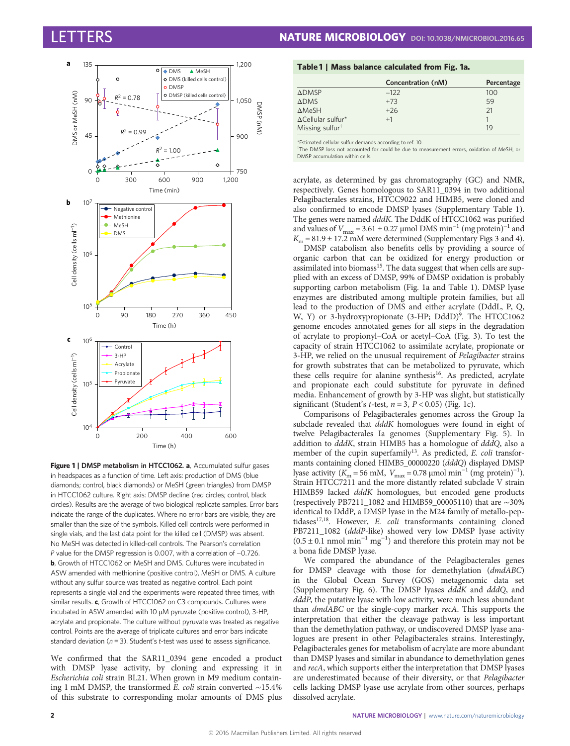**Figure 1 | DMSP metabolism in HTCC1062. a**, Accumulated sulfur gases in headspaces as a function of time. Left axis: production of DMS (blue diamonds; control, black diamonds) or MeSH (green triangles) from DMSP in HTCC1062 culture. Right axis: DMSP decline (red circles; control, black circles). Results are the average of two biological replicate samples. Error bars indicate the range of the duplicates. Where no error bars are visible, they are smaller than the size of the symbols. Killed cell controls were performed in single vials, and the last data point for the killed cell (DMSP) was absent. No MeSH was detected in killed-cell controls. The Pearson's correlation $P$ value for the DMSP regression is 0.007, with a correlation of −0.726. **b**, Growth of HTCC1062 on MeSH and DMS. Cultures were incubated in ASW amended with methionine (positive control), MeSH or DMS. A culture without any sulfur source was treated as negative control. Each point represents a single vial and the experiments were repeated three times, with similar results. **c**, Growth of HTCC1062 on C3 compounds. Cultures were incubated in ASW amended with 10 μM pyruvate (positive control), 3-HP, acrylate and propionate. The culture without pyruvate was treated as negative control. Points are the average of triplicate cultures and error bars indicate standard deviation ($n$ = 3). Student's $t$-test was used to assess significance.

We confirmed that the SAR11_0394 gene encoded a product with DMSP lyase activity, by cloning and expressing it in *Escherichia coli* strain BL21. When grown in M9 medium containing 1 mM DMSP, the transformed *E. coli* strain converted ~15.4% of this substrate to corresponding molar amounts of DMS plus acrylate, as determined by gas chromatography (GC) and NMR, respectively. Genes homologous to SAR11_0394 in two additional Pelagibacterales strains, HTCC9022 and HIMB5, were cloned and also confirmed to encode DMSP lyases (Supplementary Table 1). The genes were named *dddK*. The DddK of HTCC1062 was purified and values of $V_{max}$ = 3.61 ± 0.27 μmol DMS min$^{-1}$ (mg protein)$^{-1}$ and $K_m$ = 81.9 ± 17.2 mM were determined (Supplementary Figs 3 and 4).

**Table 1 | Mass balance calculated from Fig. 1a.**

| | Concentration (nM) | Percentage |
|---|---|---|
| ΔDMSP | −122 | 100 |
| ΔDMS | +73 | 59 |
| ΔMeSH | +26 | 21 |
| ΔCellular sulfur* | +1 | 1 |
| Missing sulfur† | | 19 |

*Estimated cellular sulfur demands according to ref. 10.
†The DMSP loss not accounted for could be due to measurement errors, oxidation of MeSH, or DMSP accumulation within cells.

DMSP catabolism also benefits cells by providing a source of organic carbon that can be oxidized for energy production or assimilated into biomass[15]. The data suggest that when cells are supplied with an excess of DMSP, 99% of DMSP oxidation is probably supporting carbon metabolism (Fig. 1a and Table 1). DMSP lyase enzymes are distributed among multiple protein families, but all lead to the production of DMS and either acrylate (DddL, P, Q, W, Y) or 3-hydroxypropionate (3-HP; DddD)[9]. The HTCC1062 genome encodes annotated genes for all steps in the degradation of acrylate to propionyl–CoA or acetyl–CoA (Fig. 3). To test the capacity of strain HTCC1062 to assimilate acrylate, propionate or 3-HP, we relied on the unusual requirement of *Pelagibacter* strains for growth substrates that can be metabolized to pyruvate, which these cells require for alanine synthesis[16]. As predicted, acrylate and propionate each could substitute for pyruvate in defined media. Enhancement of growth by 3-HP was slight, but statistically significant (Student's $t$-test, $n$ = 3, $P$ < 0.05) (Fig. 1c).

Comparisons of Pelagibacterales genomes across the Group Ia subclade revealed that *dddK* homologues were found in eight of twelve Pelagibacterales Ia genomes (Supplementary Fig. 5). In addition to *dddK*, strain HIMB5 has a homologue of *dddQ*, also a member of the cupin superfamily[13]. As predicted, *E. coli* transformants containing cloned HIMB5_00000220 (*dddQ*) displayed DMSP lyase activity ($K_m$ = 56 mM, $V_{max}$ = 0.78 μmol min$^{-1}$ (mg protein)$^{-1}$). Strain HTCC7211 and the more distantly related subclade V strain HIMB59 lacked *dddK* homologues, but encoded gene products (respectively PB7211_1082 and HIMB59_00005110) that are ~30% identical to DddP, a DMSP lyase in the M24 family of metallo-peptidases[17,18]. However, *E. coli* transformants containing cloned PB7211_1082 (*dddP*-like) showed very low DMSP lyase activity (0.5 ± 0.1 nmol min$^{-1}$ mg$^{-1}$) and therefore this protein may not be a bona fide DMSP lyase.

We compared the abundance of the Pelagibacterales genes for DMSP cleavage with those for demethylation (*dmdABC*) in the Global Ocean Survey (GOS) metagenomic data set (Supplementary Fig. 6). The DMSP lyases *dddK* and *dddQ*, and *dddP*, the putative lyase with low activity, were much less abundant than *dmdABC* or the single-copy marker *recA*. This supports the interpretation that either the cleavage pathway is less important than the demethylation pathway, or undiscovered DMSP lyase analogues are present in other Pelagibacterales strains. Interestingly, Pelagibacterales genes for metabolism of acrylate are more abundant than DMSP lyases and similar in abundance to demethylation genes and *recA*, which supports either the interpretation that DMSP lyases are underestimated because of their diversity, or that *Pelagibacter* cells lacking DMSP lyase use acrylate from other sources, perhaps dissolved acrylate.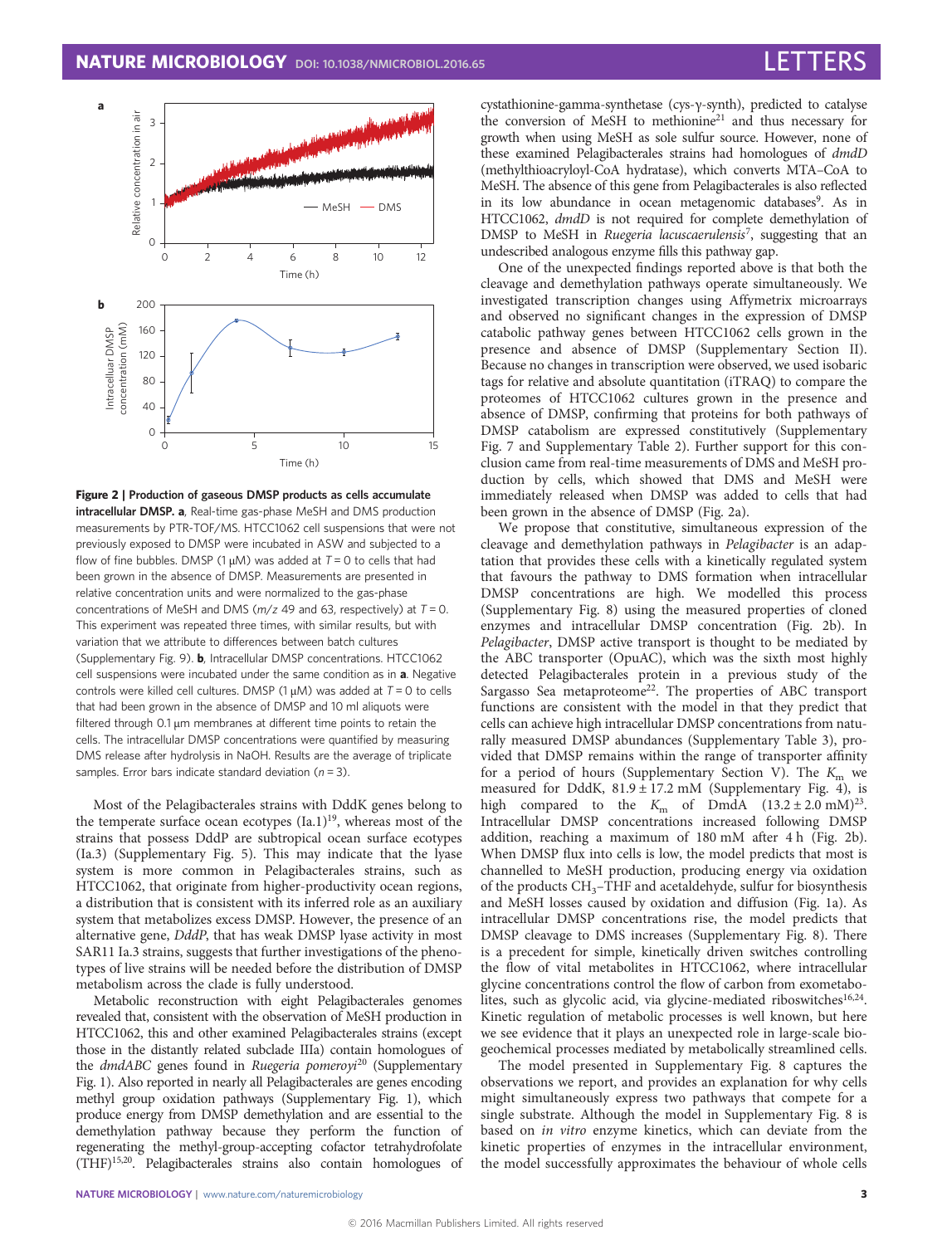**Figure 2 | Production of gaseous DMSP products as cells accumulate intracellular DMSP. a**, Real-time gas-phase MeSH and DMS production measurements by PTR-TOF/MS. HTCC1062 cell suspensions that were not previously exposed to DMSP were incubated in ASW and subjected to a flow of fine bubbles. DMSP (1 μM) was added at $T = 0$ to cells that had been grown in the absence of DMSP. Measurements are presented in relative concentration units and were normalized to the gas-phase concentrations of MeSH and DMS ($m/z$ 49 and 63, respectively) at $T = 0$. This experiment was repeated three times, with similar results, but with variation that we attribute to differences between batch cultures (Supplementary Fig. 9). **b**, Intracellular DMSP concentrations. HTCC1062 cell suspensions were incubated under the same condition as in **a**. Negative controls were killed cell cultures. DMSP (1 μM) was added at $T = 0$ to cells that had been grown in the absence of DMSP and 10 ml aliquots were filtered through 0.1 μm membranes at different time points to retain the cells. The intracellular DMSP concentrations were quantified by measuring DMS release after hydrolysis in NaOH. Results are the average of triplicate samples. Error bars indicate standard deviation ($n = 3$).

Most of the Pelagibacterales strains with DddK genes belong to the temperate surface ocean ecotypes (Ia.1)[19], whereas most of the strains that possess DddP are subtropical ocean surface ecotypes (Ia.3) (Supplementary Fig. 5). This may indicate that the lyase system is more common in Pelagibacterales strains, such as HTCC1062, that originate from higher-productivity ocean regions, a distribution that is consistent with its inferred role as an auxiliary system that metabolizes excess DMSP. However, the presence of an alternative gene, *DddP*, that has weak DMSP lyase activity in most SAR11 Ia.3 strains, suggests that further investigations of the phenotypes of live strains will be needed before the distribution of DMSP metabolism across the clade is fully understood.

Metabolic reconstruction with eight Pelagibacterales genomes revealed that, consistent with the observation of MeSH production in HTCC1062, this and other examined Pelagibacterales strains (except those in the distantly related subclade IIIa) contain homologues of the *dmdABC* genes found in *Ruegeria pomeroyi*[20] (Supplementary Fig. 1). Also reported in nearly all Pelagibacterales are genes encoding methyl group oxidation pathways (Supplementary Fig. 1), which produce energy from DMSP demethylation and are essential to the demethylation pathway because they perform the function of regenerating the methyl-group-accepting cofactor tetrahydrofolate (THF)[15,20]. Pelagibacterales strains also contain homologues of cystathionine-gamma-synthetase (cys-γ-synth), predicted to catalyse the conversion of MeSH to methionine[21] and thus necessary for growth when using MeSH as sole sulfur source. However, none of these examined Pelagibacterales strains had homologues of *dmdD* (methylthioacryloyl-CoA hydratase), which converts MTA–CoA to MeSH. The absence of this gene from Pelagibacterales is also reflected in its low abundance in ocean metagenomic databases[9]. As in HTCC1062, *dmdD* is not required for complete demethylation of DMSP to MeSH in *Ruegeria lacuscaerulensis*[7], suggesting that an undescribed analogous enzyme fills this pathway gap.

One of the unexpected findings reported above is that both the cleavage and demethylation pathways operate simultaneously. We investigated transcription changes using Affymetrix microarrays and observed no significant changes in the expression of DMSP catabolic pathway genes between HTCC1062 cells grown in the presence and absence of DMSP (Supplementary Section II). Because no changes in transcription were observed, we used isobaric tags for relative and absolute quantitation (iTRAQ) to compare the proteomes of HTCC1062 cultures grown in the presence and absence of DMSP, confirming that proteins for both pathways of DMSP catabolism are expressed constitutively (Supplementary Fig. 7 and Supplementary Table 2). Further support for this conclusion came from real-time measurements of DMS and MeSH production by cells, which showed that DMS and MeSH were immediately released when DMSP was added to cells that had been grown in the absence of DMSP (Fig. 2a).

We propose that constitutive, simultaneous expression of the cleavage and demethylation pathways in *Pelagibacter* is an adaptation that provides these cells with a kinetically regulated system that favours the pathway to DMS formation when intracellular DMSP concentrations are high. We modelled this process (Supplementary Fig. 8) using the measured properties of cloned enzymes and intracellular DMSP concentration (Fig. 2b). In *Pelagibacter*, DMSP active transport is thought to be mediated by the ABC transporter (OpuAC), which was the sixth most highly detected Pelagibacterales protein in a previous study of the Sargasso Sea metaproteome[22]. The properties of ABC transport functions are consistent with the model in that they predict that cells can achieve high intracellular DMSP concentrations from naturally measured DMSP abundances (Supplementary Table 3), provided that DMSP remains within the range of transporter affinity for a period of hours (Supplementary Section V). The $K_m$ we measured for DddK, 81.9 ± 17.2 mM (Supplementary Fig. 4), is high compared to the $K_m$ of DmdA (13.2 ± 2.0 mM)[23]. Intracellular DMSP concentrations increased following DMSP addition, reaching a maximum of 180 mM after 4 h (Fig. 2b). When DMSP flux into cells is low, the model predicts that most is channelled to MeSH production, producing energy via oxidation of the products $CH_3$–THF and acetaldehyde, sulfur for biosynthesis and MeSH losses caused by oxidation and diffusion (Fig. 1a). As intracellular DMSP concentrations rise, the model predicts that DMSP cleavage to DMS increases (Supplementary Fig. 8). There is a precedent for simple, kinetically driven switches controlling the flow of vital metabolites in HTCC1062, where intracellular glycine concentrations control the flow of carbon from exometabolites, such as glycolic acid, via glycine-mediated riboswitches[16,24]. Kinetic regulation of metabolic processes is well known, but here we see evidence that it plays an unexpected role in large-scale biogeochemical processes mediated by metabolically streamlined cells.

The model presented in Supplementary Fig. 8 captures the observations we report, and provides an explanation for why cells might simultaneously express two pathways that compete for a single substrate. Although the model in Supplementary Fig. 8 is based on *in vitro* enzyme kinetics, which can deviate from the kinetic properties of enzymes in the intracellular environment, the model successfully approximates the behaviour of whole cells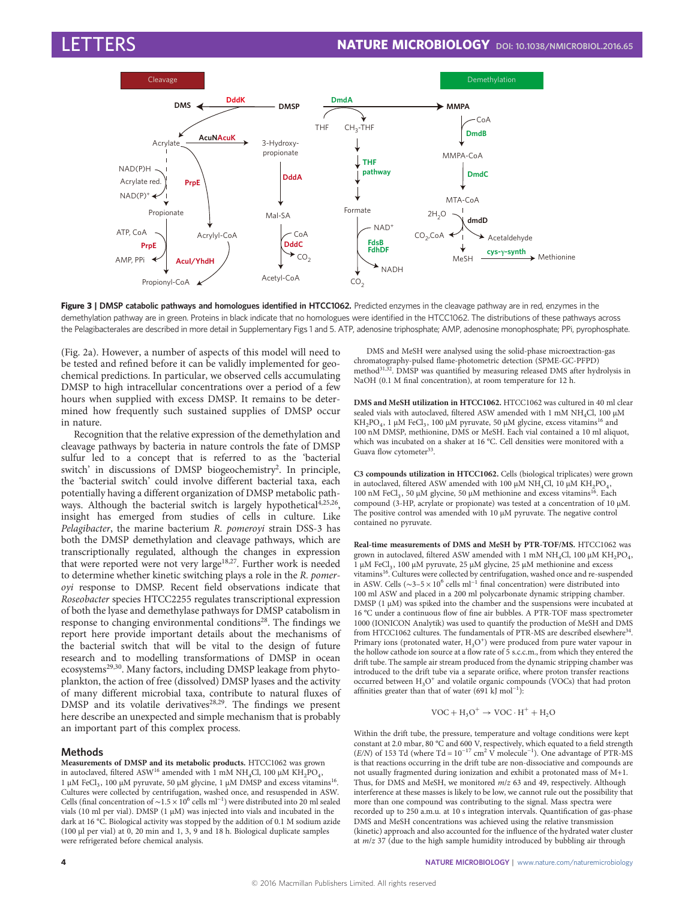**Figure 3 | DMSP catabolic pathways and homologues identified in HTCC1062.** Predicted enzymes in the cleavage pathway are in red, enzymes in the demethylation pathway are in green. Proteins in black indicate that no homologues were identified in the HTCC1062. The distributions of these pathways across the Pelagibacterales are described in more detail in Supplementary Figs 1 and 5. ATP, adenosine triphosphate; AMP, adenosine monophosphate; PPi, pyrophosphate.

(Fig. 2a). However, a number of aspects of this model will need to be tested and refined before it can be validly implemented for geochemical predictions. In particular, we observed cells accumulating DMSP to high intracellular concentrations over a period of a few hours when supplied with excess DMSP. It remains to be determined how frequently such sustained supplies of DMSP occur in nature.

Recognition that the relative expression of the demethylation and cleavage pathways by bacteria in nature controls the fate of DMSP sulfur led to a concept that is referred to as the 'bacterial switch' in discussions of DMSP biogeochemistry[2]. In principle, the 'bacterial switch' could involve different bacterial taxa, each potentially having a different organization of DMSP metabolic pathways. Although the bacterial switch is largely hypothetical[4,25,26], insight has emerged from studies of cells in culture. Like *Pelagibacter*, the marine bacterium *R. pomeroyi* strain DSS-3 has both the DMSP demethylation and cleavage pathways, which are transcriptionally regulated, although the changes in expression that were reported were not very large[18,27]. Further work is needed to determine whether kinetic switching plays a role in the *R. pomeroyi* response to DMSP. Recent field observations indicate that *Roseobacter* species HTCC2255 regulates transcriptional expression of both the lyase and demethylase pathways for DMSP catabolism in response to changing environmental conditions[28]. The findings we report here provide important details about the mechanisms of the bacterial switch that will be vital to the design of future research and to modelling transformations of DMSP in ocean ecosystems[29,30]. Many factors, including DMSP leakage from phytoplankton, the action of free (dissolved) DMSP lyases and the activity of many different microbial taxa, contribute to natural fluxes of DMSP and its volatile derivatives[28,29]. The findings we present here describe an unexpected and simple mechanism that is probably an important part of this complex process.

## Methods

**Measurements of DMSP and its metabolic products.** HTCC1062 was grown in autoclaved, filtered ASW[16] amended with 1 mM $NH_4Cl$, 100 μM $KH_2PO_4$, 1 μM $FeCl_3$, 100 μM pyruvate, 50 μM glycine, 1 μM DMSP and excess vitamins[16]. Cultures were collected by centrifugation, washed once, and resuspended in ASW. Cells (final concentration of $\sim1.5\times10^6$ cells $ml^{-1}$) were distributed into 20 ml sealed vials (10 ml per vial). DMSP (1 μM) was injected into vials and incubated in the dark at 16 °C. Biological activity was stopped by the addition of 0.1 M sodium azide (100 μl per vial) at 0, 20 min and 1, 3, 9 and 18 h. Biological duplicate samples were refrigerated before chemical analysis.

DMS and MeSH were analysed using the solid-phase microextraction-gas chromatography-pulsed flame-photometric detection (SPME-GC-PFPD) method[31,32]. DMSP was quantified by measuring released DMS after hydrolysis in NaOH (0.1 M final concentration), at room temperature for 12 h.

**DMS and MeSH utilization in HTCC1062.** HTCC1062 was cultured in 40 ml clear sealed vials with autoclaved, filtered ASW amended with 1 mM $NH_4Cl$, 100 μM $KH_2PO_4$, 1 μM $FeCl_3$, 100 μM pyruvate, 50 μM glycine, excess vitamins[16] and 100 nM DMSP, methionine, DMS or MeSH. Each vial contained a 10 ml aliquot, which was incubated on a shaker at 16 °C. Cell densities were monitored with a Guava flow cytometer[33].

**C3 compounds utilization in HTCC1062.** Cells (biological triplicates) were grown in autoclaved, filtered ASW amended with 100 μM $NH_4Cl$, 10 μM $KH_2PO_4$, 100 nM $FeCl_3$, 50 μM glycine, 50 μM methionine and excess vitamins[16]. Each compound (3-HP, acrylate or propionate) was tested at a concentration of 10 μM. The positive control was amended with 10 μM pyruvate. The negative control contained no pyruvate.

**Real-time measurements of DMS and MeSH by PTR-TOF/MS.** HTCC1062 was grown in autoclaved, filtered ASW amended with 1 mM $NH_4Cl$, 100 μM $KH_2PO_4$, 1 μM $FeCl_3$, 100 μM pyruvate, 25 μM glycine, 25 μM methionine and excess vitamins[16]. Cultures were collected by centrifugation, washed once and re-suspended in ASW. Cells ($\sim3$–$5\times10^6$ cells $ml^{-1}$ final concentration) were distributed into 100 ml ASW and placed in a 200 ml polycarbonate dynamic stripping chamber. DMSP (1 μM) was spiked into the chamber and the suspensions were incubated at 16 °C under a continuous flow of fine air bubbles. A PTR-TOF mass spectrometer 1000 (IONICON Analytik) was used to quantify the production of MeSH and DMS from HTCC1062 cultures. The fundamentals of PTR-MS are described elsewhere[34]. Primary ions (protonated water, $H_3O^+$) were produced from pure water vapour in the hollow cathode ion source at a flow rate of 5 s.c.c.m., from which they entered the drift tube. The sample air stream produced from the dynamic stripping chamber was introduced to the drift tube via a separate orifice, where proton transfer reactions occurred between $H_3O^+$ and volatile organic compounds (VOCs) that had proton affinities greater than that of water (691 kJ $mol^{-1}$):

$$VOC + H_3O^+ \rightarrow VOC\cdot H^+ + H_2O$$

Within the drift tube, the pressure, temperature and voltage conditions were kept constant at 2.0 mbar, 80 °C and 600 V, respectively, which equated to a field strength ($E/N$) of 153 Td (where Td = $10^{-17}$ $cm^2$ V $molecule^{-1}$). One advantage of PTR-MS is that reactions occurring in the drift tube are non-dissociative and compounds are not usually fragmented during ionization and exhibit a protonated mass of M+1. Thus, for DMS and MeSH, we monitored $m/z$ 63 and 49, respectively. Although interference at these masses is likely to be low, we cannot rule out the possibility that more than one compound was contributing to the signal. Mass spectra were recorded up to 250 a.m.u. at 10 s integration intervals. Quantification of gas-phase DMS and MeSH concentrations was achieved using the relative transmission (kinetic) approach and also accounted for the influence of the hydrated water cluster at $m/z$ 37 (due to the high sample humidity introduced by bubbling air through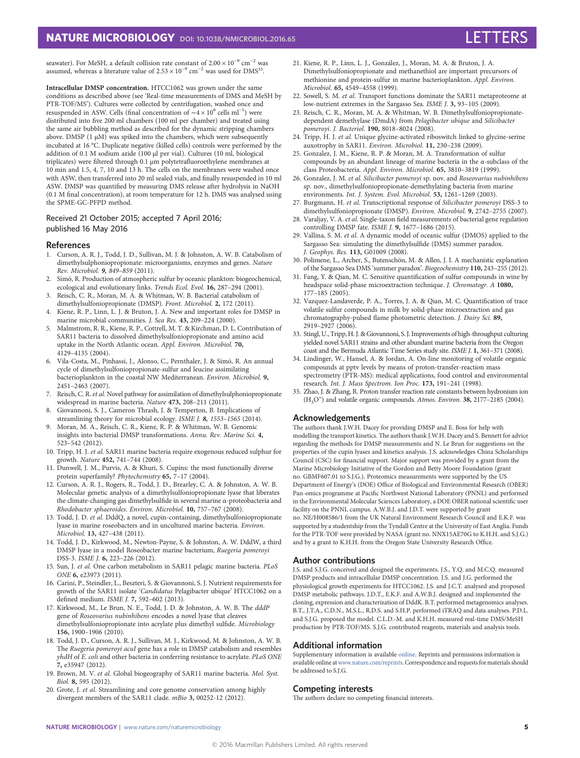seawater). For MeSH, a default collision rate constant of $2.00 \times 10^{-9}$ cm$^{-2}$ was assumed, whereas a literature value of $2.53 \times 10^{-9}$ cm$^{-2}$ was used for DMS[35].

**Intracellular DMSP concentration.** HTCC1062 was grown under the same conditions as described above (see 'Real-time measurements of DMS and MeSH by PTR-TOF/MS'). Cultures were collected by centrifugation, washed once and resuspended in ASW. Cells (final concentration of $\sim 4 \times 10^6$ cells ml$^{-1}$) were distributed into five 200 ml chambers (100 ml per chamber) and treated using the same air bubbling method as described for the dynamic stripping chambers above. DMSP (1 μM) was spiked into the chambers, which were subsequently incubated at 16 °C. Duplicate negative (killed cells) controls were performed by the addition of 0.1 M sodium azide (100 μl per vial). Cultures (10 ml, biological triplicates) were filtered through 0.1 μm polytetrafluoroethylene membranes at 10 min and 1.5, 4, 7, 10 and 13 h. The cells on the membranes were washed once with ASW, then transferred into 20 ml sealed vials, and finally resuspended in 10 ml ASW. DMSP was quantified by measuring DMS release after hydrolysis in NaOH (0.1 M final concentration), at room temperature for 12 h. DMS was analysed using the SPME-GC-PFPD method.

Received 21 October 2015; accepted 7 April 2016;
published 16 May 2016

## References

1. Curson, A. R. J., Todd, J. D., Sullivan, M. J. & Johnston, A. W. B. Catabolism of dimethylsulphoniopropionate: microorganisms, enzymes and genes. *Nature Rev. Microbiol.* **9,** 849–859 (2011).
2. Simó, R. Production of atmospheric sulfur by oceanic plankton: biogeochemical, ecological and evolutionary links. *Trends Ecol. Evol.* **16,** 287–294 (2001).
3. Reisch, C. R., Moran, M. A. & Whitman, W. B. Bacterial catabolism of dimethylsulfoniopropionate (DMSP). *Front. Microbiol.* **2,** 172 (2011).
4. Kiene, R. P., Linn, L. J. & Bruton, J. A. New and important roles for DMSP in marine microbial communities. *J. Sea Res.* **43,** 209–224 (2000).
5. Malmstrom, R. R., Kiene, R. P., Cottrell, M. T. & Kirchman, D. L. Contribution of SAR11 bacteria to dissolved dimethylsulfoniopropionate and amino acid uptake in the North Atlantic ocean. *Appl. Environ. Microbiol.* **70,** 4129–4135 (2004).
6. Vila-Costa, M., Pinhassi, J., Alonso, C., Pernthaler, J. & Simó, R. An annual cycle of dimethylsulfoniopropionate-sulfur and leucine assimilating bacterioplankton in the coastal NW Mediterranean. *Environ. Microbiol.* **9,** 2451–2463 (2007).
7. Reisch, C. R. *et al.* Novel pathway for assimilation of dimethylsulphoniopropionate widespread in marine bacteria. *Nature* **473,** 208–211 (2011).
8. Giovannoni, S. J., Cameron Thrash, J. & Temperton, B. Implications of streamlining theory for microbial ecology. *ISME J.* **8,** 1553–1565 (2014).
9. Moran, M. A., Reisch, C. R., Kiene, R. P. & Whitman, W. B. Genomic insights into bacterial DMSP transformations. *Annu. Rev. Marine Sci.* **4,** 523–542 (2012).
10. Tripp, H. J. *et al.* SAR11 marine bacteria require exogenous reduced sulphur for growth. *Nature* **452,** 741–744 (2008).
11. Dunwell, J. M., Purvis, A. & Khuri, S. Cupins: the most functionally diverse protein superfamily? *Phytochemistry* **65,** 7–17 (2004).
12. Curson, A. R. J., Rogers, R., Todd, J. D., Brearley, C. A. & Johnston, A. W. B. Molecular genetic analysis of a dimethylsulfoniopropionate lyase that liberates the climate-changing gas dimethylsulfide in several marine α-proteobacteria and *Rhodobacter sphaeroides*. *Environ. Microbiol.* **10,** 757–767 (2008).
13. Todd, J. D. *et al.* DddQ, a novel, cupin-containing, dimethylsulfoniopropionate lyase in marine roseobacters and in uncultured marine bacteria. *Environ. Microbiol.* **13,** 427–438 (2011).
14. Todd, J. D., Kirkwood, M., Newton-Payne, S. & Johnston, A. W. DddW, a third DMSP lyase in a model Roseobacter marine bacterium, *Ruegeria pomeroyi* DSS-3. *ISME J.* **6,** 223–226 (2012).
15. Sun, J. *et al.* One carbon metabolism in SAR11 pelagic marine bacteria. *PLoS ONE* **6,** e23973 (2011).
16. Carini, P., Steindler, L., Beszteri, S. & Giovannoni, S. J. Nutrient requirements for growth of the SAR11 isolate '*Candidatus* Pelagibacter ubique' HTCC1062 on a defined medium. *ISME J.* **7,** 592–602 (2013).
17. Kirkwood, M., Le Brun, N. E., Todd, J. D. & Johnston, A. W. B. The *dddP* gene of *Roseovarius nubinhibens* encodes a novel lyase that cleaves dimethylsulfoniopropionate into acrylate plus dimethyl sulfide. *Microbiology* **156,** 1900–1906 (2010).
18. Todd, J. D., Curson, A. R. J., Sullivan, M. J., Kirkwood, M. & Johnston, A. W. B. The *Ruegeria pomeroyi acuI* gene has a role in DMSP catabolism and resembles *yhdH* of *E. coli* and other bacteria in conferring resistance to acrylate. *PLoS ONE* **7,** e35947 (2012).
19. Brown, M. V. *et al.* Global biogeography of SAR11 marine bacteria. *Mol. Syst. Biol.* **8,** 595 (2012).
20. Grote, J. *et al.* Streamlining and core genome conservation among highly divergent members of the SAR11 clade. *mBio* **3,** 00252-12 (2012).
21. Kiene, R. P., Linn, L. J., González, J., Moran, M. A. & Bruton, J. A. Dimethylsulfoniopropionate and methanethiol are important precursors of methionine and protein-sulfur in marine bacterioplankton. *Appl. Environ. Microbiol.* **65,** 4549–4558 (1999).
22. Sowell, S. M. *et al.* Transport functions dominate the SAR11 metaproteome at low-nutrient extremes in the Sargasso Sea. *ISME J.* **3,** 93–105 (2009).
23. Reisch, C. R., Moran, M. A. & Whitman, W. B. Dimethylsulfoniopropionate-dependent demethylase (DmdA) from *Pelagibacter ubique* and *Silicibacter pomeroyi*. *J. Bacteriol.* **190,** 8018–8024 (2008).
24. Tripp, H. J. *et al.* Unique glycine-activated riboswitch linked to glycine-serine auxotrophy in SAR11. *Environ. Microbiol.* **11,** 230–238 (2009).
25. Gonzalez, J. M., Kiene, R. P. & Moran, M. A. Transformation of sulfur compounds by an abundant lineage of marine bacteria in the α-subclass of the class Proteobacteria. *Appl. Environ. Microbiol.* **65,** 3810–3819 (1999).
26. Gonzalez, J. M. *et al. Silicibacter pomeroyi* sp. nov. and *Roseovarius nubinhibens* sp. nov., dimethylsulfoniopropionate-demethylating bacteria from marine environments. *Int. J. System. Evol. Microbiol.* **53,** 1261–1269 (2003).
27. Burgmann, H. *et al.* Transcriptional response of *Silicibacter pomeroyi* DSS-3 to dimethylsulfoniopropionate (DMSP). *Environ. Microbiol.* **9,** 2742–2755 (2007).
28. Varaljay, V. A. *et al.* Single-taxon field measurements of bacterial gene regulation controlling DMSP fate. *ISME J.* **9,** 1677–1686 (2015).
29. Vallina, S. M. *et al.* A dynamic model of oceanic sulfur (DMOS) applied to the Sargasso Sea: simulating the dimethylsulfide (DMS) summer paradox. *J. Geophys. Res.* **113,** G01009 (2008).
30. Polimene, L., Archer, S., Butenschön, M. & Allen, J. I. A mechanistic explanation of the Sargasso Sea DMS 'summer paradox'. *Biogeochemistry* **110,** 243–255 (2012).
31. Fang, Y. & Qian, M. C. Sensitive quantification of sulfur compounds in wine by headspace solid-phase microextraction technique. *J. Chromatogr. A* **1080,** 177–185 (2005).
32. Vazquez-Landaverde, P. A., Torres, J. A. & Qian, M. C. Quantification of trace volatile sulfur compounds in milk by solid-phase microextraction and gas chromatography-pulsed flame photometric detection. *J. Dairy Sci.* **89,** 2919–2927 (2006).
33. Stingl, U., Tripp, H. J. & Giovannoni, S. J. Improvements of high-throughput culturing yielded novel SAR11 strains and other abundant marine bacteria from the Oregon coast and the Bermuda Atlantic Time Series study site. *ISME J.* **1,** 361–371 (2008).
34. Lindinger, W., Hansel, A. & Jordan, A. On-line monitoring of volatile organic compounds at pptv levels by means of proton-transfer-reaction mass spectrometry (PTR-MS): medical applications, food control and environmental research. *Int. J. Mass Spectrom. Ion Proc.* **173,** 191–241 (1998).
35. Zhao, J. & Zhang, R. Proton transfer reaction rate constants between hydronium ion ($H_3O^+$) and volatile organic compounds. *Atmos. Environ.* **38,** 2177–2185 (2004).

## Acknowledgements

The authors thank J.W.H. Dacey for providing DMSP and E. Boss for help with modelling the transport kinetics. The authors thank J.W.H. Dacey and S. Bennett for advice regarding the methods for DMSP measurements and N. Le Brun for suggestions on the properties of the cupin lyases and kinetics analysis. J.S. acknowledges China Scholarships Council (CSC) for financial support. Major support was provided by a grant from the Marine Microbiology Initiative of the Gordon and Betty Moore Foundation (grant no. GBMF607.01 to S.J.G.). Proteomics measurements were supported by the US Department of Energy's (DOE) Office of Biological and Environmental Research (OBER) Pan-omics programme at Pacific Northwest National Laboratory (PNNL) and performed in the Environmental Molecular Sciences Laboratory, a DOE OBER national scientific user facility on the PNNL campus. A.W.B.J. and J.D.T. were supported by grant no. NE/H008586/1 from the UK Natural Environment Research Council and E.K.F. was supported by a studentship from the Tyndall Centre at the University of East Anglia. Funds for the PTR-TOF were provided by NASA (grant no. NNX15AE70G to K.H.H. and S.J.G.) and by a grant to K.H.H. from the Oregon State University Research Office.

## Author contributions

J.S. and S.J.G. conceived and designed the experiments. J.S., Y.Q. and M.C.Q. measured DMSP products and intracellular DMSP concentration. J.S. and J.G. performed the physiological growth experiments for HTCC1062. J.S. and J.C.T. analysed and proposed DMSP metabolic pathways. J.D.T., E.K.F. and A.W.B.J. designed and implemented the cloning, expression and characterization of DddK. B.T. performed metagenomics analyses. B.T., J.T.A., C.D.N., M.S.L., R.D.S. and S.H.P. performed iTRAQ and data analyses. P.D.L. and S.J.G. proposed the model. C.L.D.-M. and K.H.H. measured real-time DMS/MeSH production by PTR-TOF/MS. S.J.G. contributed reagents, materials and analysis tools.

## Additional information

Supplementary information is available online. Reprints and permissions information is available online at www.nature.com/reprints. Correspondence and requests for materials should be addressed to S.J.G.

## Competing interests

The authors declare no competing financial interests.